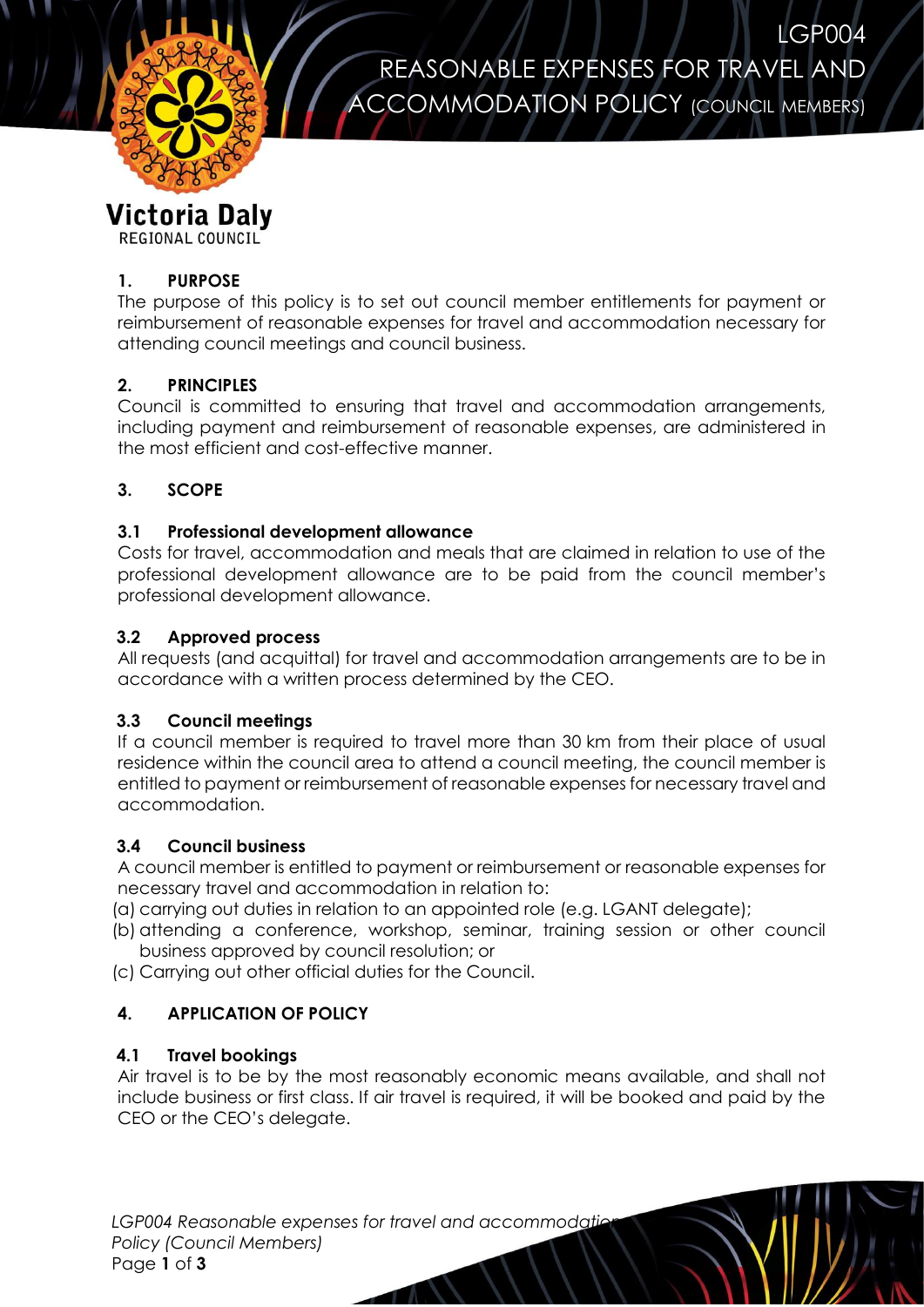# LGP004 REASONABLE EXPENSES FOR TRAVEL AND ACCOMMODATION POLICY (COUNCIL MEMBERS)

**Victoria Daly**
REGIONAL COUNCIL

## 1. PURPOSE

The purpose of this policy is to set out council member entitlements for payment or reimbursement of reasonable expenses for travel and accommodation necessary for attending council meetings and council business.

## 2. PRINCIPLES

Council is committed to ensuring that travel and accommodation arrangements, including payment and reimbursement of reasonable expenses, are administered in the most efficient and cost-effective manner.

## 3. SCOPE

### 3.1 Professional development allowance

Costs for travel, accommodation and meals that are claimed in relation to use of the professional development allowance are to be paid from the council member's professional development allowance.

### 3.2 Approved process

All requests (and acquittal) for travel and accommodation arrangements are to be in accordance with a written process determined by the CEO.

### 3.3 Council meetings

If a council member is required to travel more than 30 km from their place of usual residence within the council area to attend a council meeting, the council member is entitled to payment or reimbursement of reasonable expenses for necessary travel and accommodation.

### 3.4 Council business

A council member is entitled to payment or reimbursement or reasonable expenses for necessary travel and accommodation in relation to:

(a) carrying out duties in relation to an appointed role (e.g. LGANT delegate);
(b) attending a conference, workshop, seminar, training session or other council business approved by council resolution; or
(c) Carrying out other official duties for the Council.

## 4. APPLICATION OF POLICY

### 4.1 Travel bookings

Air travel is to be by the most reasonably economic means available, and shall not include business or first class. If air travel is required, it will be booked and paid by the CEO or the CEO's delegate.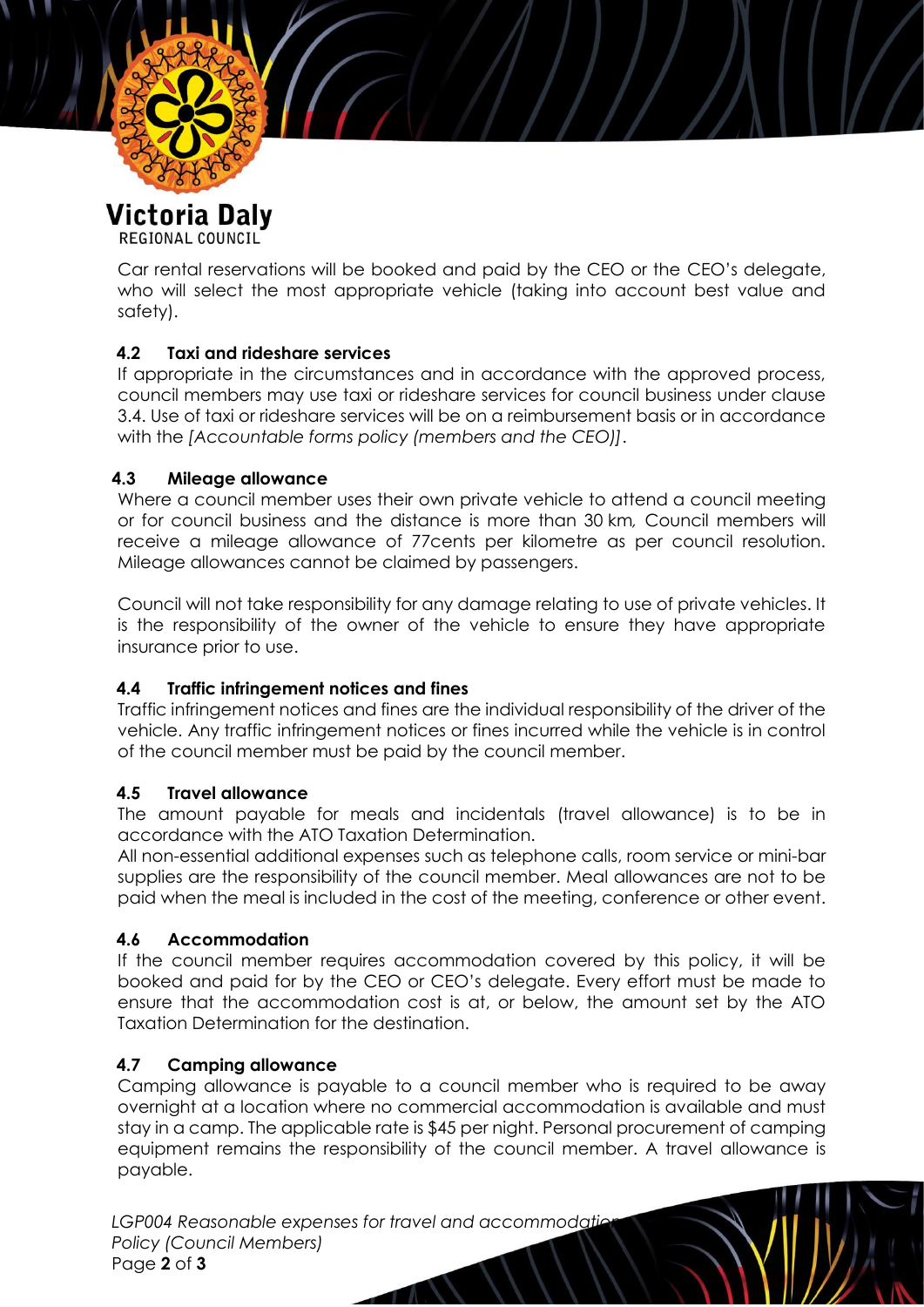Car rental reservations will be booked and paid by the CEO or the CEO's delegate, who will select the most appropriate vehicle (taking into account best value and safety).

### 4.2 Taxi and rideshare services

If appropriate in the circumstances and in accordance with the approved process, council members may use taxi or rideshare services for council business under clause 3.4. Use of taxi or rideshare services will be on a reimbursement basis or in accordance with the *[Accountable forms policy (members and the CEO)]*.

### 4.3 Mileage allowance

Where a council member uses their own private vehicle to attend a council meeting or for council business and the distance is more than 30 km, Council members will receive a mileage allowance of 77cents per kilometre as per council resolution. Mileage allowances cannot be claimed by passengers.

Council will not take responsibility for any damage relating to use of private vehicles. It is the responsibility of the owner of the vehicle to ensure they have appropriate insurance prior to use.

### 4.4 Traffic infringement notices and fines

Traffic infringement notices and fines are the individual responsibility of the driver of the vehicle. Any traffic infringement notices or fines incurred while the vehicle is in control of the council member must be paid by the council member.

### 4.5 Travel allowance

The amount payable for meals and incidentals (travel allowance) is to be in accordance with the ATO Taxation Determination.

All non-essential additional expenses such as telephone calls, room service or mini-bar supplies are the responsibility of the council member. Meal allowances are not to be paid when the meal is included in the cost of the meeting, conference or other event.

### 4.6 Accommodation

If the council member requires accommodation covered by this policy, it will be booked and paid for by the CEO or CEO's delegate. Every effort must be made to ensure that the accommodation cost is at, or below, the amount set by the ATO Taxation Determination for the destination.

### 4.7 Camping allowance

Camping allowance is payable to a council member who is required to be away overnight at a location where no commercial accommodation is available and must stay in a camp. The applicable rate is $45 per night. Personal procurement of camping equipment remains the responsibility of the council member. A travel allowance is payable.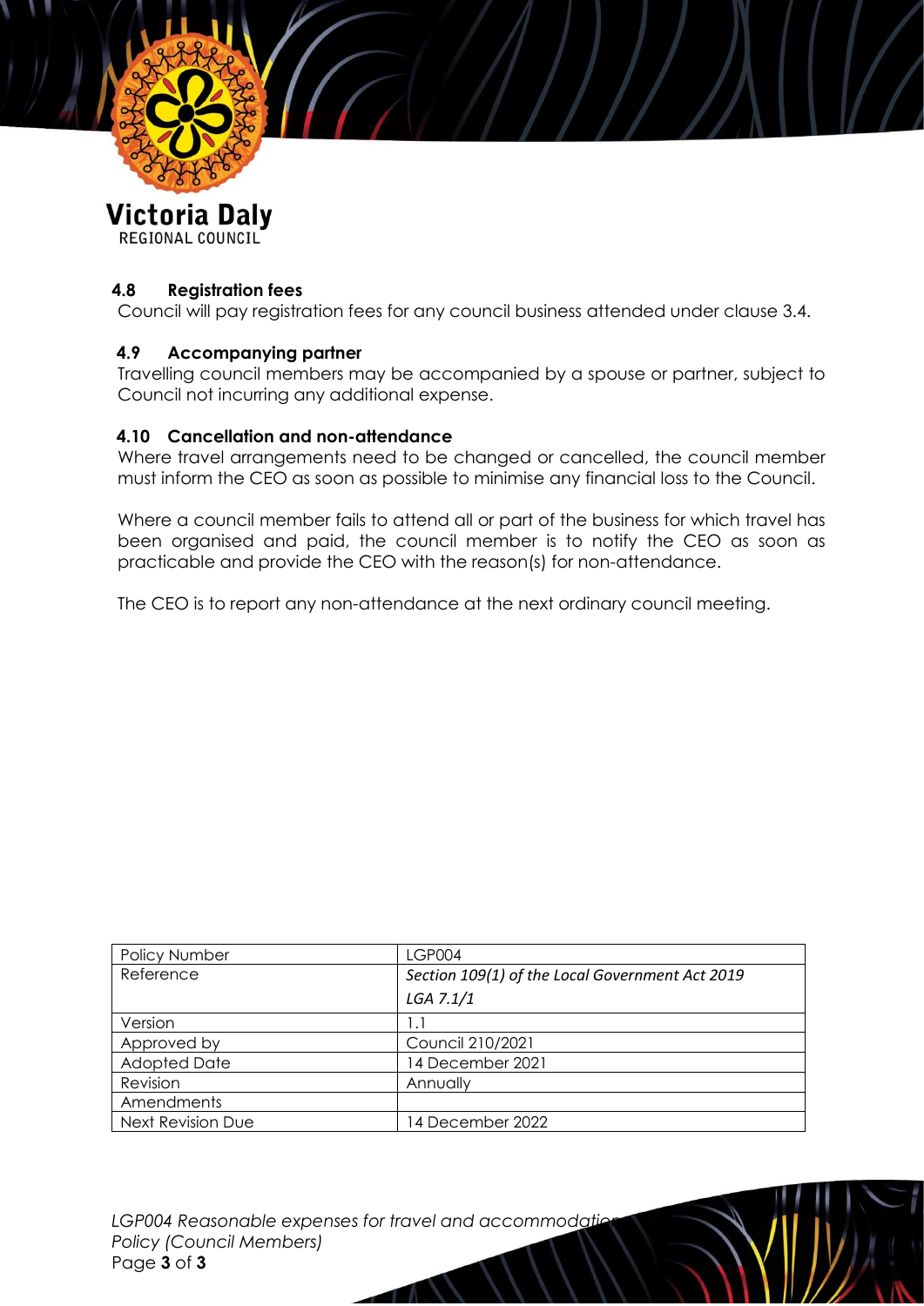### 4.8 Registration fees

Council will pay registration fees for any council business attended under clause 3.4.

### 4.9 Accompanying partner

Travelling council members may be accompanied by a spouse or partner, subject to Council not incurring any additional expense.

### 4.10 Cancellation and non-attendance

Where travel arrangements need to be changed or cancelled, the council member must inform the CEO as soon as possible to minimise any financial loss to the Council.

Where a council member fails to attend all or part of the business for which travel has been organised and paid, the council member is to notify the CEO as soon as practicable and provide the CEO with the reason(s) for non-attendance.

The CEO is to report any non-attendance at the next ordinary council meeting.

| | |
|---|---|
| Policy Number | LGP004 |
| Reference | *Section 109(1) of the Local Government Act 2019*<br>*LGA 7.1/1* |
| Version | 1.1 |
| Approved by | Council 210/2021 |
| Adopted Date | 14 December 2021 |
| Revision | Annually |
| Amendments | |
| Next Revision Due | 14 December 2022 |